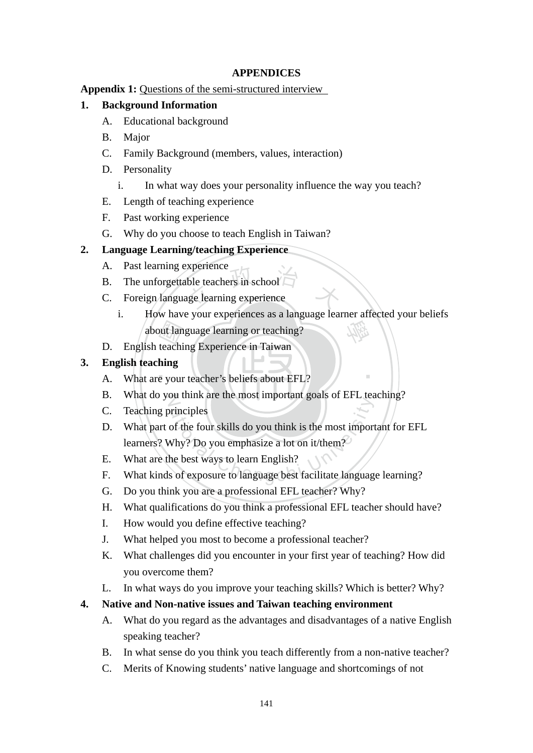# APPENDICES

**Appendix 1:** Questions of the semi-structured interview

1. **Background Information**
   - A. Educational background
   - B. Major
   - C. Family Background (members, values, interaction)
   - D. Personality
     - i. In what way does your personality influence the way you teach?
   - E. Length of teaching experience
   - F. Past working experience
   - G. Why do you choose to teach English in Taiwan?
2. **Language Learning/teaching Experience**
   - A. Past learning experience
   - B. The unforgettable teachers in school
   - C. Foreign language learning experience
     - i. How have your experiences as a language learner affected your beliefs about language learning or teaching?
   - D. English teaching Experience in Taiwan
3. **English teaching**
   - A. What are your teacher's beliefs about EFL?
   - B. What do you think are the most important goals of EFL teaching?
   - C. Teaching principles
   - D. What part of the four skills do you think is the most important for EFL learners? Why? Do you emphasize a lot on it/them?
   - E. What are the best ways to learn English?
   - F. What kinds of exposure to language best facilitate language learning?
   - G. Do you think you are a professional EFL teacher? Why?
   - H. What qualifications do you think a professional EFL teacher should have?
   - I. How would you define effective teaching?
   - J. What helped you most to become a professional teacher?
   - K. What challenges did you encounter in your first year of teaching? How did you overcome them?
   - L. In what ways do you improve your teaching skills? Which is better? Why?
4. **Native and Non-native issues and Taiwan teaching environment**
   - A. What do you regard as the advantages and disadvantages of a native English speaking teacher?
   - B. In what sense do you think you teach differently from a non-native teacher?
   - C. Merits of Knowing students' native language and shortcomings of not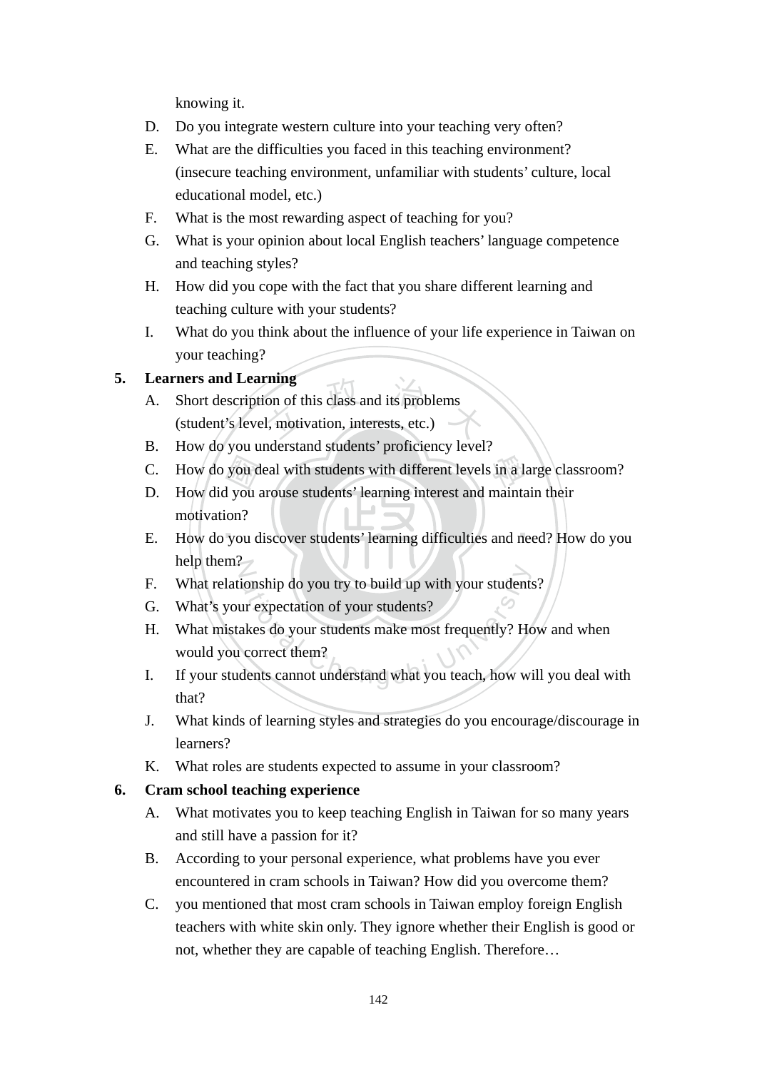knowing it.

D. Do you integrate western culture into your teaching very often?

E. What are the difficulties you faced in this teaching environment? (insecure teaching environment, unfamiliar with students' culture, local educational model, etc.)

F. What is the most rewarding aspect of teaching for you?

G. What is your opinion about local English teachers' language competence and teaching styles?

H. How did you cope with the fact that you share different learning and teaching culture with your students?

I. What do you think about the influence of your life experience in Taiwan on your teaching?

**5. Learners and Learning**

A. Short description of this class and its problems (student's level, motivation, interests, etc.)

B. How do you understand students' proficiency level?

C. How do you deal with students with different levels in a large classroom?

D. How did you arouse students' learning interest and maintain their motivation?

E. How do you discover students' learning difficulties and need? How do you help them?

F. What relationship do you try to build up with your students?

G. What's your expectation of your students?

H. What mistakes do your students make most frequently? How and when would you correct them?

I. If your students cannot understand what you teach, how will you deal with that?

J. What kinds of learning styles and strategies do you encourage/discourage in learners?

K. What roles are students expected to assume in your classroom?

**6. Cram school teaching experience**

A. What motivates you to keep teaching English in Taiwan for so many years and still have a passion for it?

B. According to your personal experience, what problems have you ever encountered in cram schools in Taiwan? How did you overcome them?

C. you mentioned that most cram schools in Taiwan employ foreign English teachers with white skin only. They ignore whether their English is good or not, whether they are capable of teaching English. Therefore…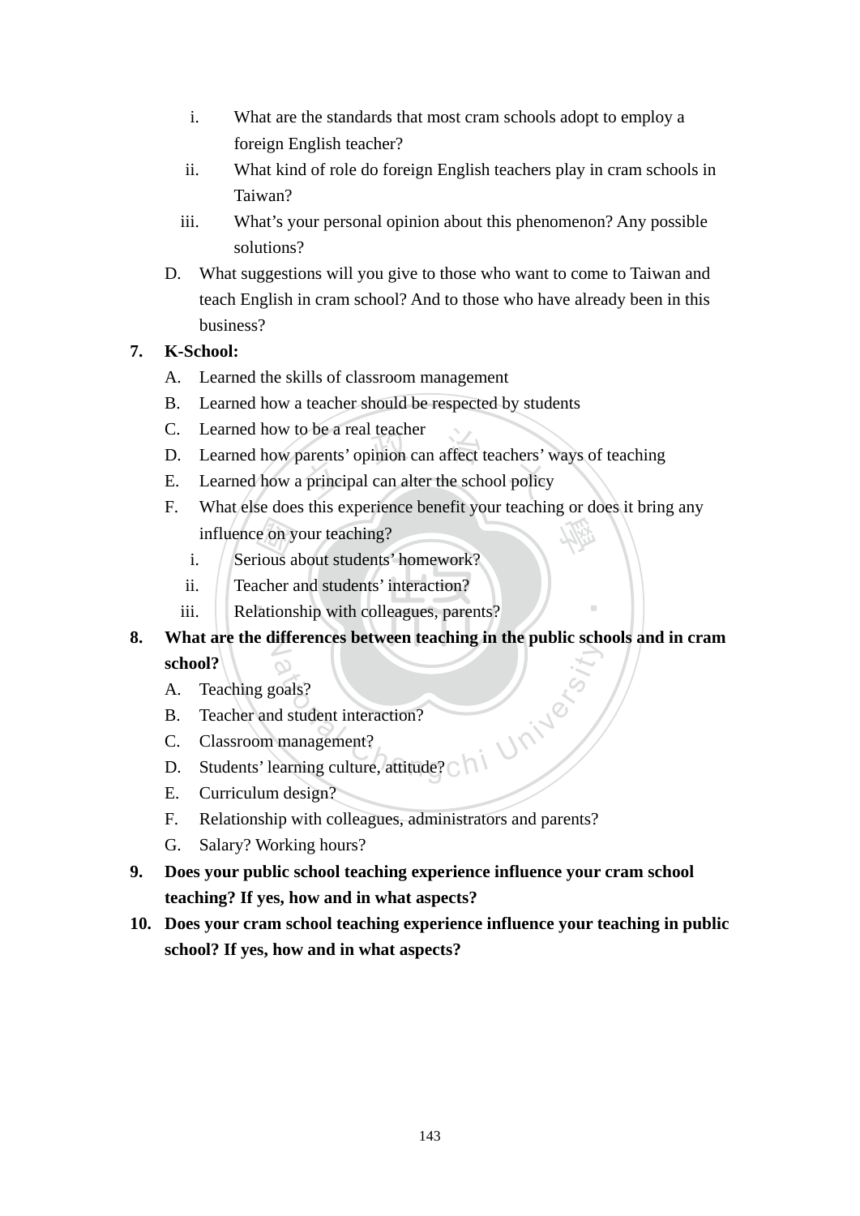i. What are the standards that most cram schools adopt to employ a foreign English teacher?
   ii. What kind of role do foreign English teachers play in cram schools in Taiwan?
   iii. What's your personal opinion about this phenomenon? Any possible solutions?

   D. What suggestions will you give to those who want to come to Taiwan and teach English in cram school? And to those who have already been in this business?

7. **K-School:**
   A. Learned the skills of classroom management
   B. Learned how a teacher should be respected by students
   C. Learned how to be a real teacher
   D. Learned how parents' opinion can affect teachers' ways of teaching
   E. Learned how a principal can alter the school policy
   F. What else does this experience benefit your teaching or does it bring any influence on your teaching?
      i. Serious about students' homework?
      ii. Teacher and students' interaction?
      iii. Relationship with colleagues, parents?

8. **What are the differences between teaching in the public schools and in cram school?**
   A. Teaching goals?
   B. Teacher and student interaction?
   C. Classroom management?
   D. Students' learning culture, attitude?
   E. Curriculum design?
   F. Relationship with colleagues, administrators and parents?
   G. Salary? Working hours?

9. **Does your public school teaching experience influence your cram school teaching? If yes, how and in what aspects?**

10. **Does your cram school teaching experience influence your teaching in public school? If yes, how and in what aspects?**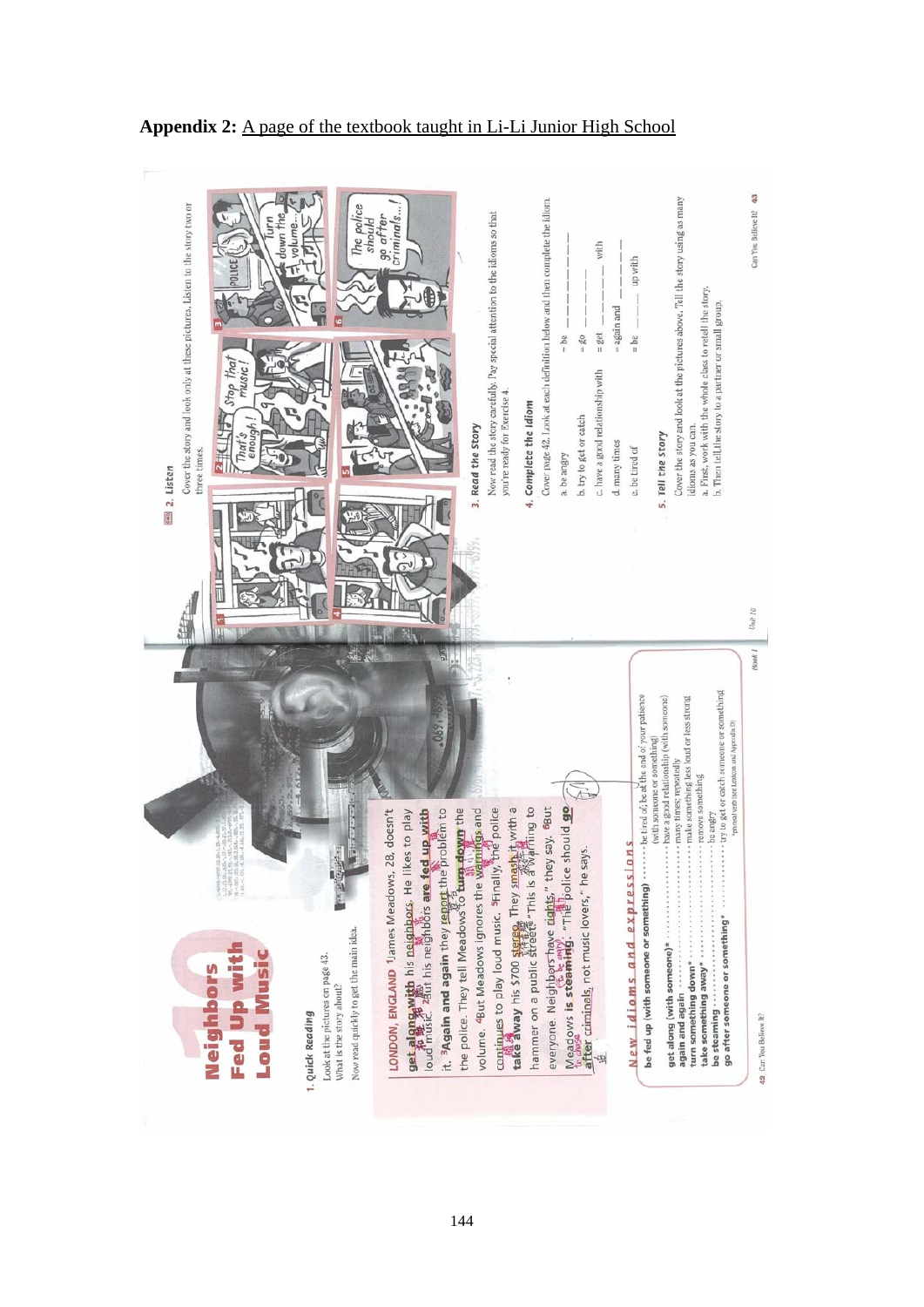**Appendix 2:** A page of the textbook taught in Li-Li Junior High School

# 10 Neighbors Fed Up with Loud Music

## 1. Quick Reading

Look at the pictures on page 43.
What is the story about?
Now read quickly to get the main idea.

LONDON, ENGLAND [1]James Meadows, 28, doesn't **get along with** his neighbors. He likes to play loud music. [2]But his neighbors **are fed up with** it. [3]**Again and again** they report the problem to the police. They tell Meadows to **turn down** the volume. [4]But Meadows ignores the warnings and continues to play loud music. [5]Finally, the police **take away** his $700 stereo. They smash it with a hammer on a public street. "This is a warning to everyone. Neighbors have rights," they say. [6]But Meadows **is steaming**. "The police should **go after** criminals, not music lovers," he says.

### New idioms and expressions

- **be fed up (with someone or something)** ........ be tired of; be at the end of your patience (with someone or something)
- **get along (with someone)*** ........ have a good relationship (with someone)
- **again and again** ........ many times; repeatedly
- **turn something down*** ........ make something less loud or less strong
- **take something away*** ........ remove something
- **be steaming** ........ be angry
- **go after someone or something*** ........ try to get or catch someone or something

*phrasal verb (see Lexicon and Appendix D)

## 2. Listen

Cover the story and look only at these pictures. Listen to the story two or three times.

## 3. Read the Story

Now read the story carefully. Pay special attention to the idioms so that you're ready for Exercise 4.

## 4. Complete the Idiom

Cover page 42. Look at each definition below and then complete the idiom.

a. be angry = be _ _ _ _ _ _ _ _
b. try to get or catch = go _ _ _ _ _
c. have a good relationship with = get _ _ _ _ _ with
d. many times = again and _ _ _ _ _
e. be tired of = be _ _ _ _ up with

## 5. Tell the Story

Cover the story and look at the pictures above. Tell the story using as many idioms as you can.

a. First, work with the whole class to retell the story.
b. Then tell the story to a partner or small group.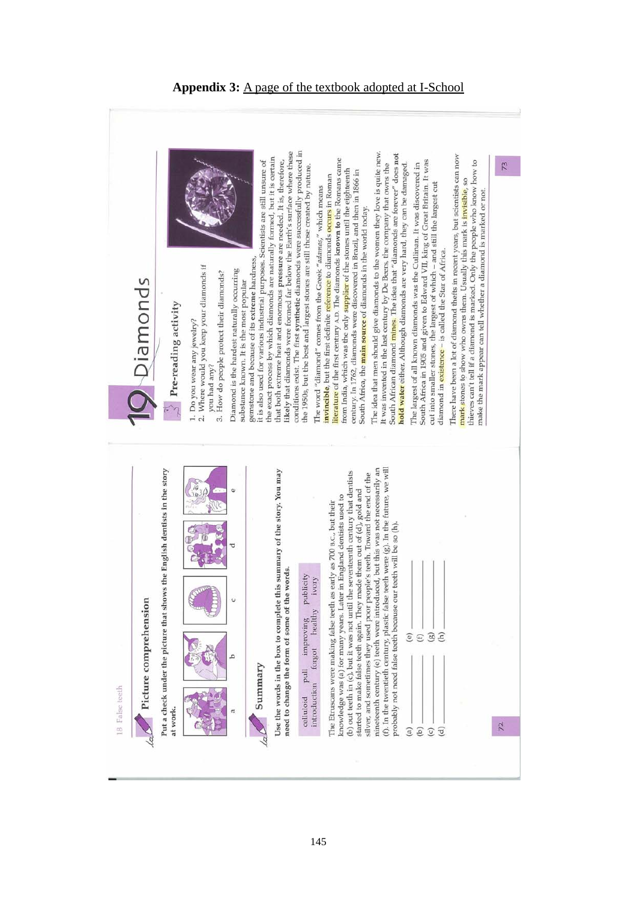**Appendix 3:** A page of the textbook adopted at I-School

18 False teeth

## Picture comprehension

Put a check under the picture that shows the English dentists in the story at work.

a b c d e

## Summary

Use the words in the box to complete this summary of the story. You may need to change the form of some of the words.

| celluloid | pull | improving | publicity |
|---|---|---|---|
| introduction | forgot | healthy | ivory |

The Etruscans were making false teeth as early as 700 B.C., but their knowledge was (a) for many years. Later in England dentists used to (b) out teeth in (c), but it was not until the seventeenth century that dentists started to make false teeth again. They made them out of (d), gold and silver, and sometimes they used poor people's teeth. Toward the end of the nineteenth century (e) teeth were introduced, but this was not necessarily an (f). In the twentieth century, plastic false teeth were (g). In the future, we will probably not need false teeth because our teeth will be so (h).

(a) ______ (e) ______
(b) ______ (f) ______
(c) ______ (g) ______
(d) ______ (h) ______

72

# 19 Diamonds

## Pre-reading activity

1. Do you wear any jewelry?
2. Where would you keep your diamonds if you had any?
3. How do people protect their diamonds?

Diamond is the hardest naturally occurring substance known. It is the most popular gemstone and because of its **extreme** hardness, it is also used for various industrial purposes. Scientists are still unsure of the exact process by which diamonds are naturally formed, but it is certain that both extreme heat and enormous **pressure** are needed. It is, therefore, likely that diamonds were formed far below the Earth's surface where these conditions exist. The first **synthetic** diamonds were successfully produced in the 1950s, but the best and largest stones are still those created by nature.

The word "diamond" comes from the Greek "*adamas*," which means **invincible**, but the first definite **reference** to diamonds **occurs** in Roman **literature** of the first century A.D. The diamonds **known to** the Romans came from India, which was the only **supplier** of the stones until the eighteenth century. In 1762, diamonds were discovered in Brazil, and then in 1866 in South Africa, the **main source** of diamonds in the world today.

The idea that men should give diamonds to the women they love is quite new. It was invented in the last century by De Beers, the company that owns the South African diamond **mines**. The idea that "diamonds are forever" does not **hold water** either. Although diamonds are very hard, they can be damaged.

The largest of all known diamonds was the Cullinan. It was discovered in South Africa in 1905 and given to Edward VII, king of Great Britain. It was cut into smaller stones, the largest of which – and still the largest cut diamond in **existence** – is called the Star of Africa.

There have been a lot of diamond thefts in recent years, but scientists can now **mark** stones to show who owns them. Usually this mark is **invisible**, so thieves can't tell if a diamond is marked. Only the people who know how to make the mark appear can tell whether a diamond is marked or not.

73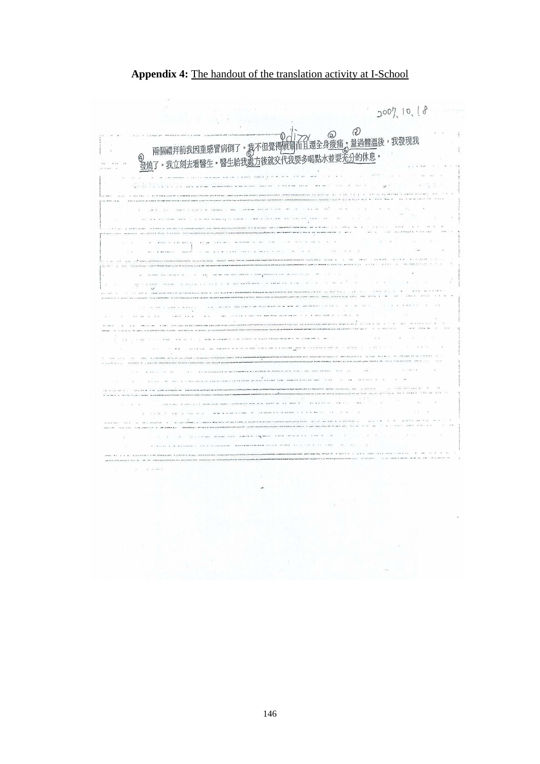**Appendix 4:** The handout of the translation activity at I-School

2007.10.18

兩個禮拜前我因重感冒病倒了。我不但覺得頭暈而且還全身痠痛。量過體溫後，我發現我發燒了。我立刻去看醫生。醫生給我處方後就交代我要多喝點水並要充分的休息。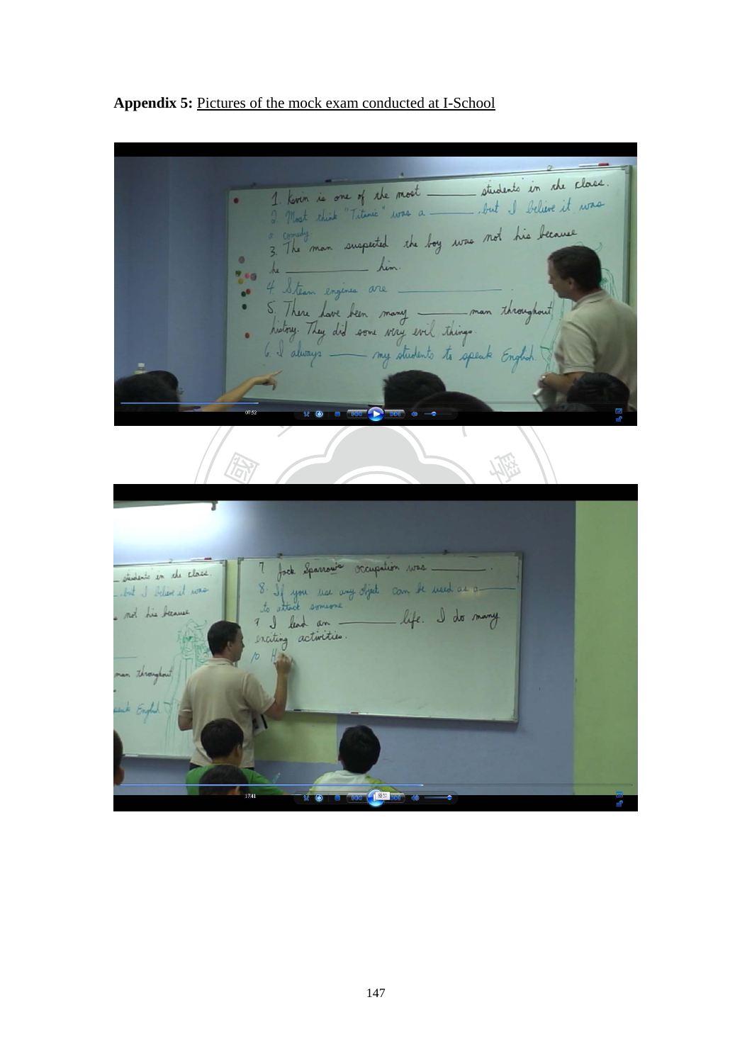**Appendix 5:** Pictures of the mock exam conducted at I-School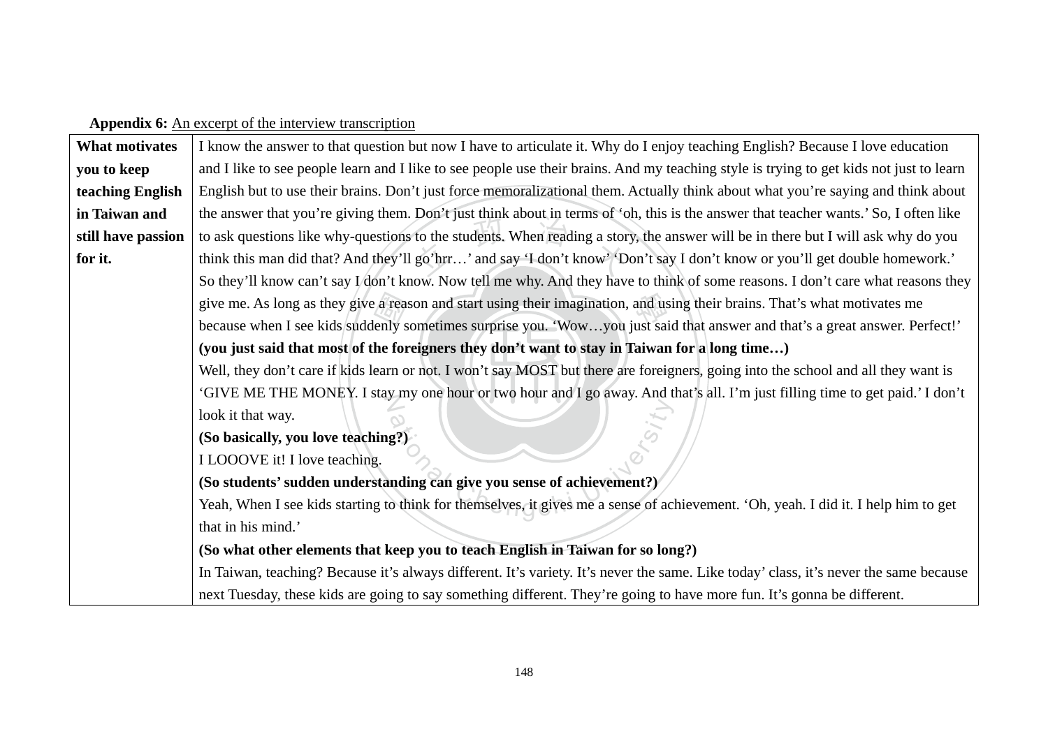**Appendix 6:** An excerpt of the interview transcription

| | |
|---|---|
| **What motivates you to keep teaching English in Taiwan and still have passion for it.** | I know the answer to that question but now I have to articulate it. Why do I enjoy teaching English? Because I love education and I like to see people learn and I like to see people use their brains. And my teaching style is trying to get kids not just to learn English but to use their brains. Don't just force memoralizational them. Actually think about what you're saying and think about the answer that you're giving them. Don't just think about in terms of 'oh, this is the answer that teacher wants.' So, I often like to ask questions like why-questions to the students. When reading a story, the answer will be in there but I will ask why do you think this man did that? And they'll go'hrr…' and say 'I don't know' 'Don't say I don't know or you'll get double homework.' So they'll know can't say I don't know. Now tell me why. And they have to think of some reasons. I don't care what reasons they give me. As long as they give a reason and start using their imagination, and using their brains. That's what motivates me because when I see kids suddenly sometimes surprise you. 'Wow…you just said that answer and that's a great answer. Perfect!'<br>**(you just said that most of the foreigners they don't want to stay in Taiwan for a long time…)**<br>Well, they don't care if kids learn or not. I won't say MOST but there are foreigners, going into the school and all they want is 'GIVE ME THE MONEY. I stay my one hour or two hour and I go away. And that's all. I'm just filling time to get paid.' I don't look it that way.<br>**(So basically, you love teaching?)**<br>I LOOOVE it! I love teaching.<br>**(So students' sudden understanding can give you sense of achievement?)**<br>Yeah, When I see kids starting to think for themselves, it gives me a sense of achievement. 'Oh, yeah. I did it. I help him to get that in his mind.'<br>**(So what other elements that keep you to teach English in Taiwan for so long?)**<br>In Taiwan, teaching? Because it's always different. It's variety. It's never the same. Like today' class, it's never the same because next Tuesday, these kids are going to say something different. They're going to have more fun. It's gonna be different. |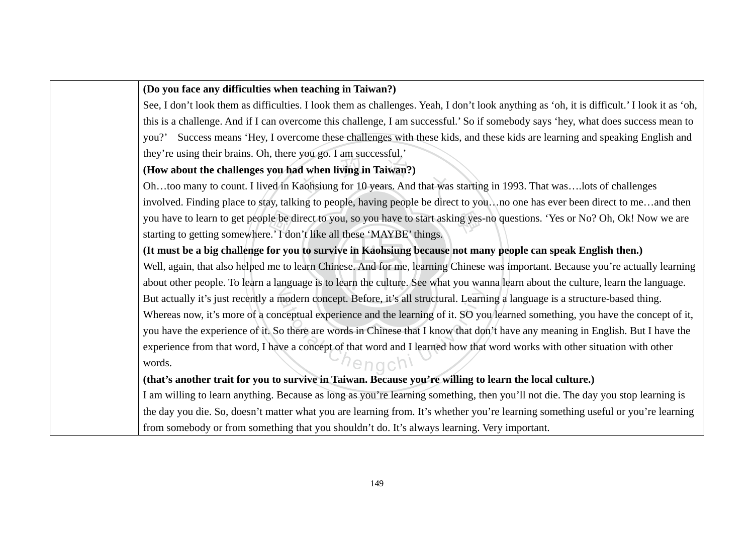| | **(Do you face any difficulties when teaching in Taiwan?)**<br>See, I don't look them as difficulties. I look them as challenges. Yeah, I don't look anything as 'oh, it is difficult.' I look it as 'oh, this is a challenge. And if I can overcome this challenge, I am successful.' So if somebody says 'hey, what does success mean to you?' Success means 'Hey, I overcome these challenges with these kids, and these kids are learning and speaking English and they're using their brains. Oh, there you go. I am successful.'<br>**(How about the challenges you had when living in Taiwan?)**<br>Oh…too many to count. I lived in Kaohsiung for 10 years. And that was starting in 1993. That was….lots of challenges involved. Finding place to stay, talking to people, having people be direct to you…no one has ever been direct to me…and then you have to learn to get people be direct to you, so you have to start asking yes-no questions. 'Yes or No? Oh, Ok! Now we are starting to getting somewhere.' I don't like all these 'MAYBE' things.<br>**(It must be a big challenge for you to survive in Kaohsiung because not many people can speak English then.)**<br>Well, again, that also helped me to learn Chinese. And for me, learning Chinese was important. Because you're actually learning about other people. To learn a language is to learn the culture. See what you wanna learn about the culture, learn the language. But actually it's just recently a modern concept. Before, it's all structural. Learning a language is a structure-based thing. Whereas now, it's more of a conceptual experience and the learning of it. SO you learned something, you have the concept of it, you have the experience of it. So there are words in Chinese that I know that don't have any meaning in English. But I have the experience from that word, I have a concept of that word and I learned how that word works with other situation with other words.<br>**(that's another trait for you to survive in Taiwan. Because you're willing to learn the local culture.)**<br>I am willing to learn anything. Because as long as you're learning something, then you'll not die. The day you stop learning is the day you die. So, doesn't matter what you are learning from. It's whether you're learning something useful or you're learning from somebody or from something that you shouldn't do. It's always learning. Very important. |
|---|---|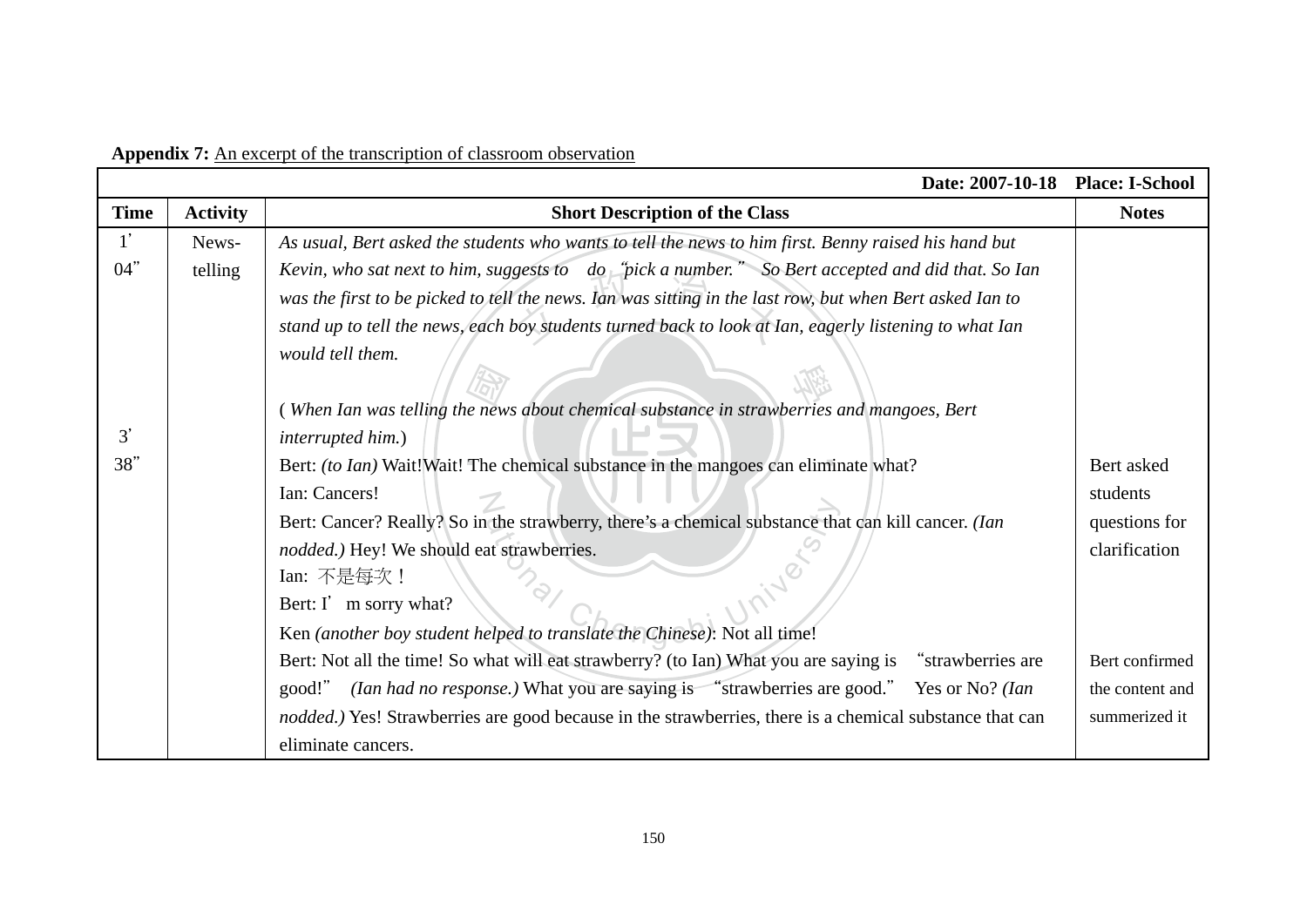**Appendix 7:** An excerpt of the transcription of classroom observation

| Date: 2007-10-18 Place: I-School | | | |
|---|---|---|---|
| **Time** | **Activity** | **Short Description of the Class** | **Notes** |
| 1' 04" | News-telling | *As usual, Bert asked the students who wants to tell the news to him first. Benny raised his hand but Kevin, who sat next to him, suggests to do "pick a number." So Bert accepted and did that. So Ian was the first to be picked to tell the news. Ian was sitting in the last row, but when Bert asked Ian to stand up to tell the news, each boy students turned back to look at Ian, eagerly listening to what Ian would tell them.* | |
| 3' 38" | | (*When Ian was telling the news about chemical substance in strawberries and mangoes, Bert interrupted him.*)<br>Bert: *(to Ian)* Wait!Wait! The chemical substance in the mangoes can eliminate what?<br>Ian: Cancers!<br>Bert: Cancer? Really? So in the strawberry, there's a chemical substance that can kill cancer. *(Ian nodded.)* Hey! We should eat strawberries.<br>Ian: 不是每次！<br>Bert: I' m sorry what?<br>Ken *(another boy student helped to translate the Chinese)*: Not all time!<br>Bert: Not all the time! So what will eat strawberry? (to Ian) What you are saying is "strawberries are good!" *(Ian had no response.)* What you are saying is "strawberries are good." Yes or No? *(Ian nodded.)* Yes! Strawberries are good because in the strawberries, there is a chemical substance that can eliminate cancers. | Bert asked students questions for clarification<br><br>Bert confirmed the content and summerized it |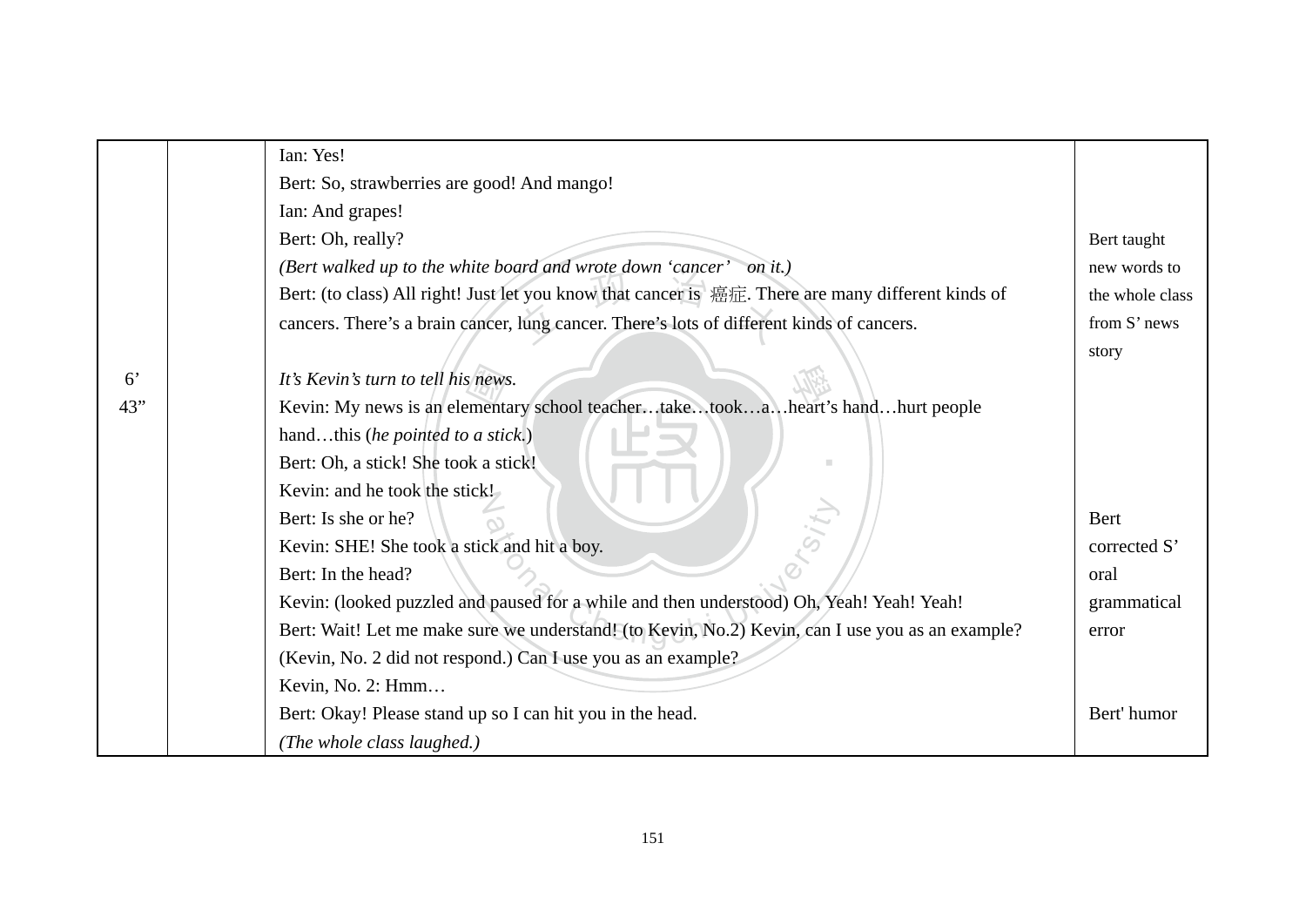| | | | |
|---|---|---|---|
| 6' 43" | | Ian: Yes!<br>Bert: So, strawberries are good! And mango!<br>Ian: And grapes!<br>Bert: Oh, really?<br>*(Bert walked up to the white board and wrote down 'cancer' on it.)*<br>Bert: (to class) All right! Just let you know that cancer is 癌症. There are many different kinds of cancers. There's a brain cancer, lung cancer. There's lots of different kinds of cancers.<br><br>*It's Kevin's turn to tell his news.*<br>Kevin: My news is an elementary school teacher…take…took…a…heart's hand…hurt people hand…this (*he pointed to a stick.*)<br>Bert: Oh, a stick! She took a stick!<br>Kevin: and he took the stick!<br>Bert: Is she or he?<br>Kevin: SHE! She took a stick and hit a boy.<br>Bert: In the head?<br>Kevin: (looked puzzled and paused for a while and then understood) Oh, Yeah! Yeah! Yeah!<br>Bert: Wait! Let me make sure we understand! (to Kevin, No.2) Kevin, can I use you as an example? (Kevin, No. 2 did not respond.) Can I use you as an example?<br>Kevin, No. 2: Hmm…<br>Bert: Okay! Please stand up so I can hit you in the head.<br>*(The whole class laughed.)* | Bert taught new words to the whole class from S' news story<br><br>Bert corrected S' oral grammatical error<br><br>Bert' humor |